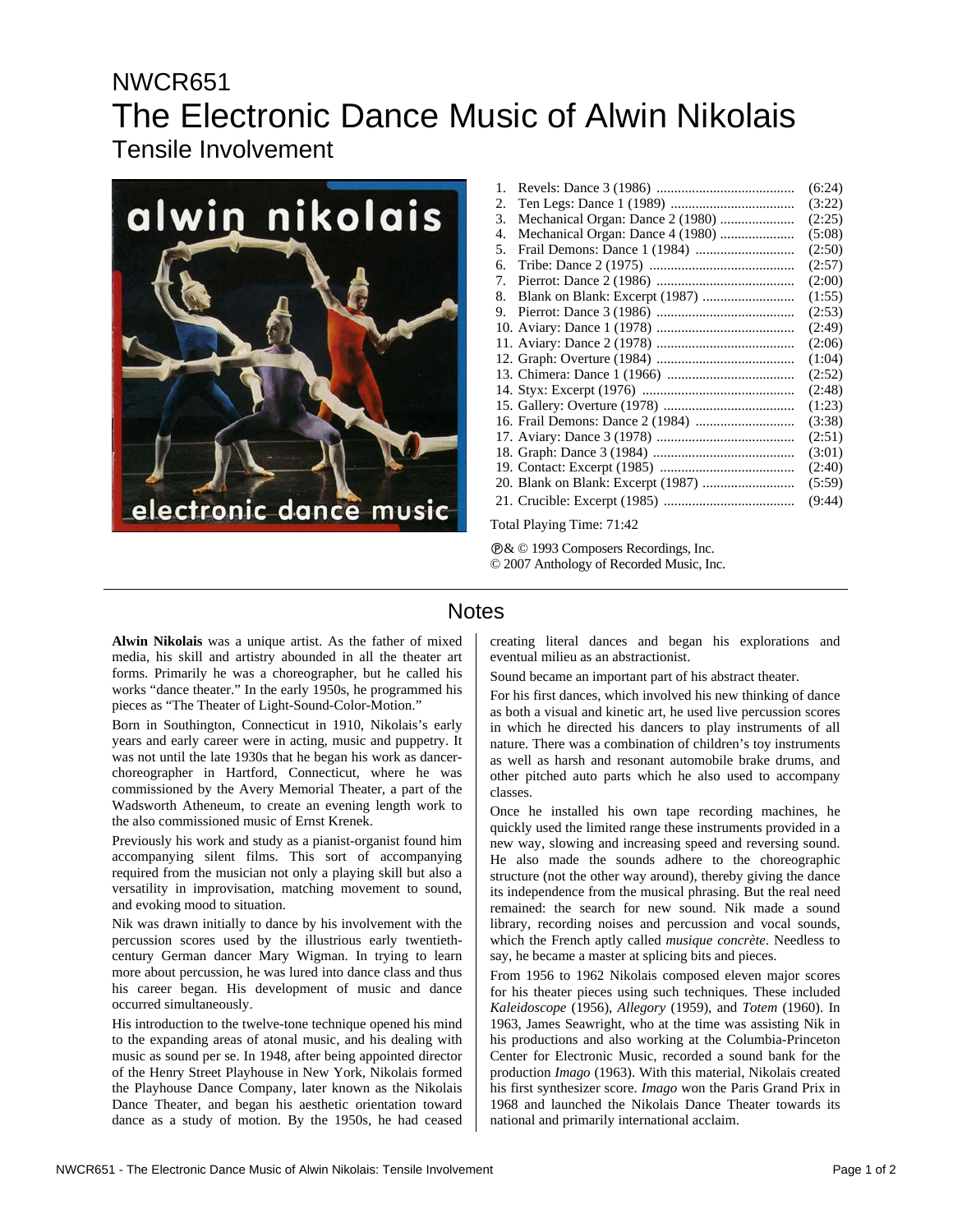NWCR651

# The Electronic Dance Music of Alwin Nikolais

## Tensile Involvement

1. Revels: Dance 3 (1986) ....................................... (6:24)
2. Ten Legs: Dance 1 (1989) ................................... (3:22)
3. Mechanical Organ: Dance 2 (1980) ..................... (2:25)
4. Mechanical Organ: Dance 4 (1980) ..................... (5:08)
5. Frail Demons: Dance 1 (1984) ............................ (2:50)
6. Tribe: Dance 2 (1975) ......................................... (2:57)
7. Pierrot: Dance 2 (1986) ....................................... (2:00)
8. Blank on Blank: Excerpt (1987) .......................... (1:55)
9. Pierrot: Dance 3 (1986) ....................................... (2:53)
10. Aviary: Dance 1 (1978) ....................................... (2:49)
11. Aviary: Dance 2 (1978) ....................................... (2:06)
12. Graph: Overture (1984) ....................................... (1:04)
13. Chimera: Dance 1 (1966) .................................... (2:52)
14. Styx: Excerpt (1976) ........................................... (2:48)
15. Gallery: Overture (1978) ..................................... (1:23)
16. Frail Demons: Dance 2 (1984) ............................ (3:38)
17. Aviary: Dance 3 (1978) ....................................... (2:51)
18. Graph: Dance 3 (1984) ........................................ (3:01)
19. Contact: Excerpt (1985) ...................................... (2:40)
20. Blank on Blank: Excerpt (1987) .......................... (5:59)
21. Crucible: Excerpt (1985) ..................................... (9:44)

Total Playing Time: 71:42

℗& © 1993 Composers Recordings, Inc.
© 2007 Anthology of Recorded Music, Inc.

## Notes

**Alwin Nikolais** was a unique artist. As the father of mixed media, his skill and artistry abounded in all the theater art forms. Primarily he was a choreographer, but he called his works "dance theater." In the early 1950s, he programmed his pieces as "The Theater of Light-Sound-Color-Motion."

Born in Southington, Connecticut in 1910, Nikolais's early years and early career were in acting, music and puppetry. It was not until the late 1930s that he began his work as dancer-choreographer in Hartford, Connecticut, where he was commissioned by the Avery Memorial Theater, a part of the Wadsworth Atheneum, to create an evening length work to the also commissioned music of Ernst Krenek.

Previously his work and study as a pianist-organist found him accompanying silent films. This sort of accompanying required from the musician not only a playing skill but also a versatility in improvisation, matching movement to sound, and evoking mood to situation.

Nik was drawn initially to dance by his involvement with the percussion scores used by the illustrious early twentieth-century German dancer Mary Wigman. In trying to learn more about percussion, he was lured into dance class and thus his career began. His development of music and dance occurred simultaneously.

His introduction to the twelve-tone technique opened his mind to the expanding areas of atonal music, and his dealing with music as sound per se. In 1948, after being appointed director of the Henry Street Playhouse in New York, Nikolais formed the Playhouse Dance Company, later known as the Nikolais Dance Theater, and began his aesthetic orientation toward dance as a study of motion. By the 1950s, he had ceased creating literal dances and began his explorations and eventual milieu as an abstractionist.

Sound became an important part of his abstract theater.

For his first dances, which involved his new thinking of dance as both a visual and kinetic art, he used live percussion scores in which he directed his dancers to play instruments of all nature. There was a combination of children's toy instruments as well as harsh and resonant automobile brake drums, and other pitched auto parts which he also used to accompany classes.

Once he installed his own tape recording machines, he quickly used the limited range these instruments provided in a new way, slowing and increasing speed and reversing sound. He also made the sounds adhere to the choreographic structure (not the other way around), thereby giving the dance its independence from the musical phrasing. But the real need remained: the search for new sound. Nik made a sound library, recording noises and percussion and vocal sounds, which the French aptly called *musique concrète*. Needless to say, he became a master at splicing bits and pieces.

From 1956 to 1962 Nikolais composed eleven major scores for his theater pieces using such techniques. These included *Kaleidoscope* (1956), *Allegory* (1959), and *Totem* (1960). In 1963, James Seawright, who at the time was assisting Nik in his productions and also working at the Columbia-Princeton Center for Electronic Music, recorded a sound bank for the production *Imago* (1963). With this material, Nikolais created his first synthesizer score. *Imago* won the Paris Grand Prix in 1968 and launched the Nikolais Dance Theater towards its national and primarily international acclaim.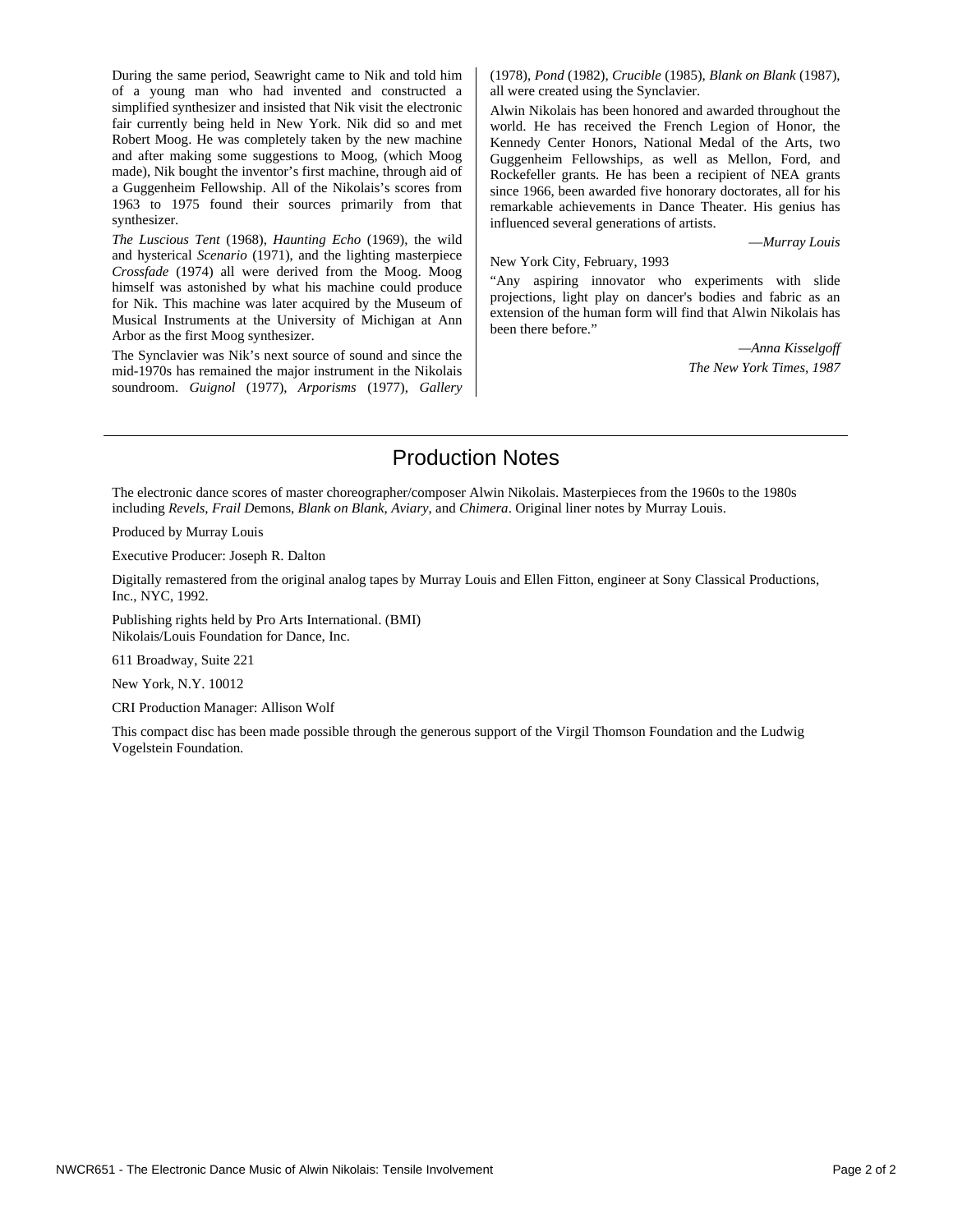During the same period, Seawright came to Nik and told him of a young man who had invented and constructed a simplified synthesizer and insisted that Nik visit the electronic fair currently being held in New York. Nik did so and met Robert Moog. He was completely taken by the new machine and after making some suggestions to Moog, (which Moog made), Nik bought the inventor's first machine, through aid of a Guggenheim Fellowship. All of the Nikolais's scores from 1963 to 1975 found their sources primarily from that synthesizer.

*The Luscious Tent* (1968), *Haunting Echo* (1969), the wild and hysterical *Scenario* (1971), and the lighting masterpiece *Crossfade* (1974) all were derived from the Moog. Moog himself was astonished by what his machine could produce for Nik. This machine was later acquired by the Museum of Musical Instruments at the University of Michigan at Ann Arbor as the first Moog synthesizer.

The Synclavier was Nik's next source of sound and since the mid-1970s has remained the major instrument in the Nikolais soundroom. *Guignol* (1977), *Arporisms* (1977), *Gallery* (1978), *Pond* (1982), *Crucible* (1985), *Blank on Blank* (1987), all were created using the Synclavier.

Alwin Nikolais has been honored and awarded throughout the world. He has received the French Legion of Honor, the Kennedy Center Honors, National Medal of the Arts, two Guggenheim Fellowships, as well as Mellon, Ford, and Rockefeller grants. He has been a recipient of NEA grants since 1966, been awarded five honorary doctorates, all for his remarkable achievements in Dance Theater. His genius has influenced several generations of artists.

—*Murray Louis*

New York City, February, 1993

"Any aspiring innovator who experiments with slide projections, light play on dancer's bodies and fabric as an extension of the human form will find that Alwin Nikolais has been there before."

—*Anna Kisselgoff*
*The New York Times, 1987*

## Production Notes

The electronic dance scores of master choreographer/composer Alwin Nikolais. Masterpieces from the 1960s to the 1980s including *Revels*, *Frail D*emons, *Blank on Blank, Aviary*, and *Chimera*. Original liner notes by Murray Louis.

Produced by Murray Louis

Executive Producer: Joseph R. Dalton

Digitally remastered from the original analog tapes by Murray Louis and Ellen Fitton, engineer at Sony Classical Productions, Inc., NYC, 1992.

Publishing rights held by Pro Arts International. (BMI)
Nikolais/Louis Foundation for Dance, Inc.

611 Broadway, Suite 221

New York, N.Y. 10012

CRI Production Manager: Allison Wolf

This compact disc has been made possible through the generous support of the Virgil Thomson Foundation and the Ludwig Vogelstein Foundation.